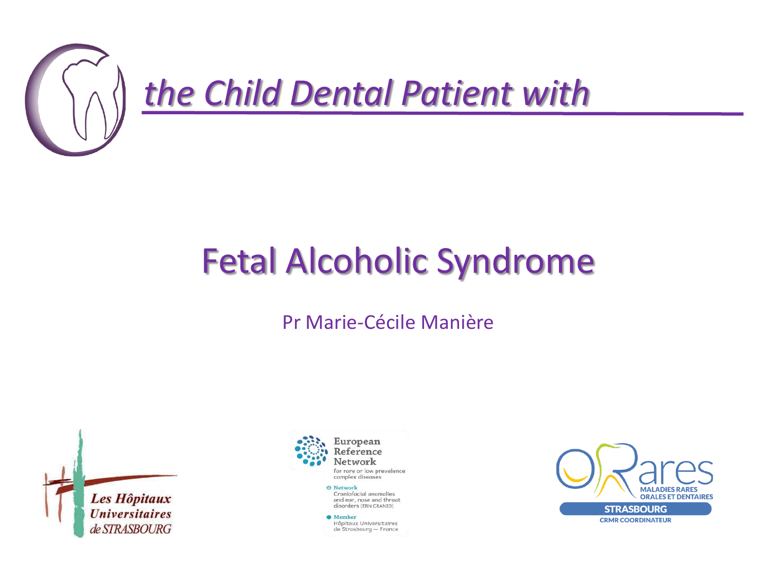*the Child Dental Patient with*

# Fetal Alcoholic Syndrome

Pr Marie-Cécile Manière

Les Hôpitaux Universitaires de STRASBOURG

European Reference Network
for rare or low prevalence complex diseases

Network
Craniofacial anomalies and ear, nose and throat disorders (ERN CRANIO)

Member
Hôpitaux Universitaires de Strasbourg — France

O-Rares
MALADIES RARES ORALES ET DENTAIRES
STRASBOURG
CRMR COORDINATEUR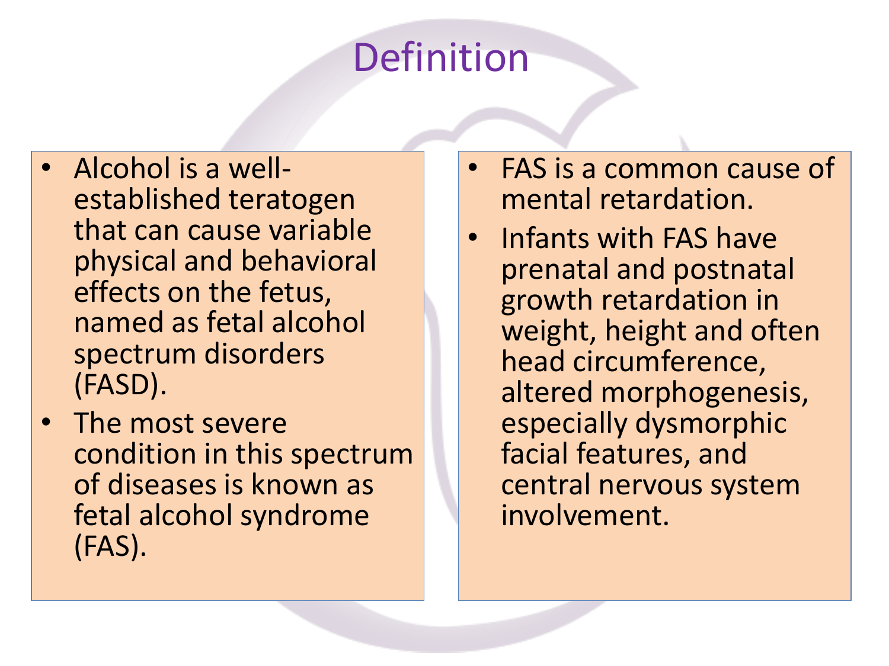# Definition

- Alcohol is a well-established teratogen that can cause variable physical and behavioral effects on the fetus, named as fetal alcohol spectrum disorders (FASD).
- The most severe condition in this spectrum of diseases is known as fetal alcohol syndrome (FAS).
- FAS is a common cause of mental retardation.
- Infants with FAS have prenatal and postnatal growth retardation in weight, height and often head circumference, altered morphogenesis, especially dysmorphic facial features, and central nervous system involvement.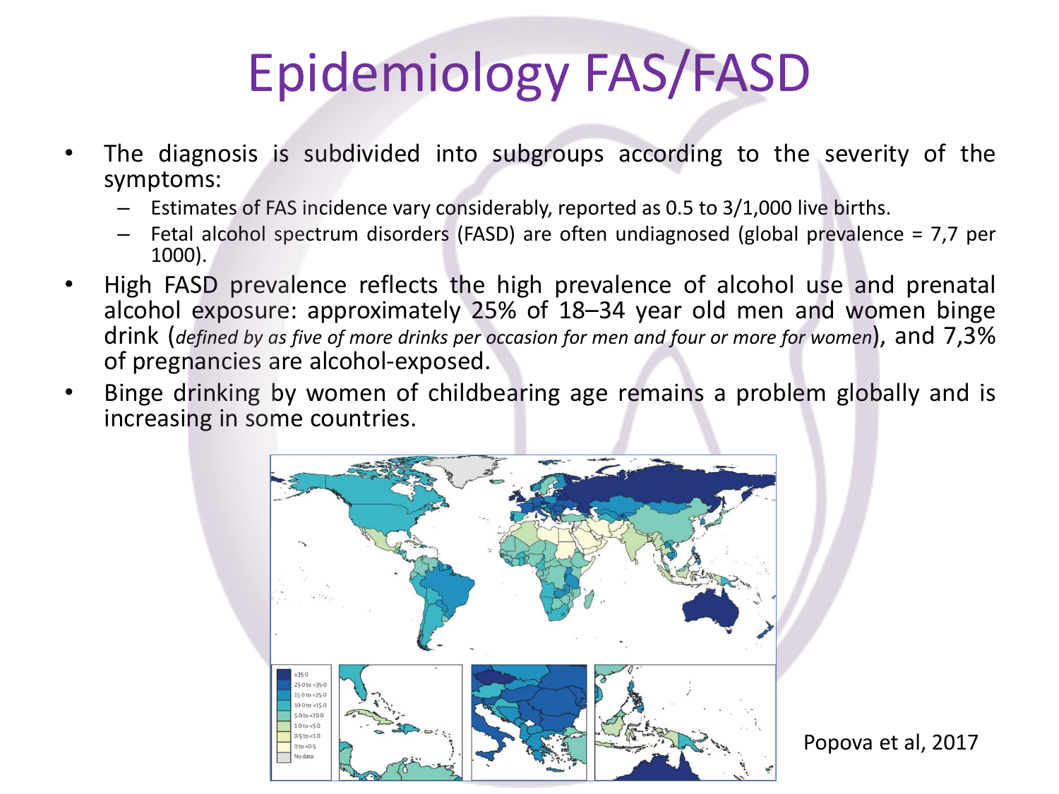# Epidemiology FAS/FASD

- The diagnosis is subdivided into subgroups according to the severity of the symptoms:
  - Estimates of FAS incidence vary considerably, reported as 0.5 to 3/1,000 live births.
  - Fetal alcohol spectrum disorders (FASD) are often undiagnosed (global prevalence = 7,7 per 1000).
- High FASD prevalence reflects the high prevalence of alcohol use and prenatal alcohol exposure: approximately 25% of 18–34 year old men and women binge drink (*defined by as five of more drinks per occasion for men and four or more for women*), and 7,3% of pregnancies are alcohol-exposed.
- Binge drinking by women of childbearing age remains a problem globally and is increasing in some countries.

Popova et al, 2017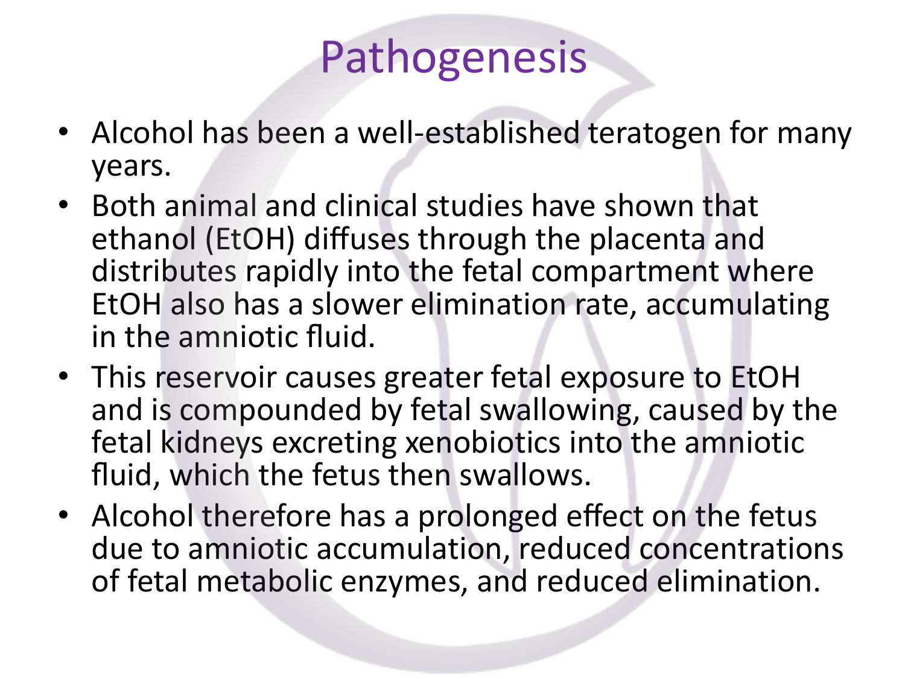# Pathogenesis

- Alcohol has been a well-established teratogen for many years.
- Both animal and clinical studies have shown that ethanol (EtOH) diffuses through the placenta and distributes rapidly into the fetal compartment where EtOH also has a slower elimination rate, accumulating in the amniotic fluid.
- This reservoir causes greater fetal exposure to EtOH and is compounded by fetal swallowing, caused by the fetal kidneys excreting xenobiotics into the amniotic fluid, which the fetus then swallows.
- Alcohol therefore has a prolonged effect on the fetus due to amniotic accumulation, reduced concentrations of fetal metabolic enzymes, and reduced elimination.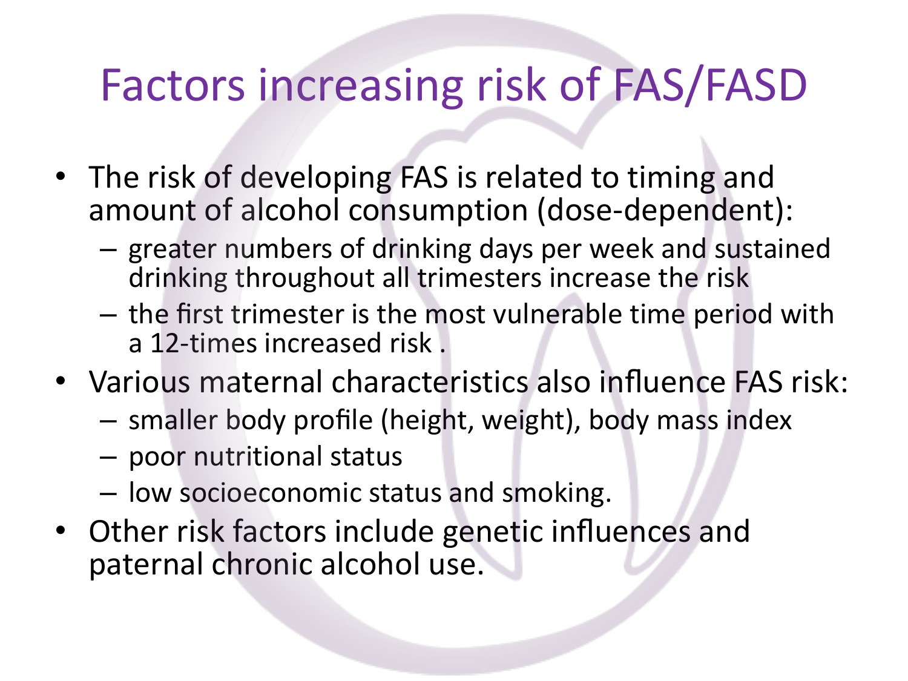# Factors increasing risk of FAS/FASD

- The risk of developing FAS is related to timing and amount of alcohol consumption (dose-dependent):
  - greater numbers of drinking days per week and sustained drinking throughout all trimesters increase the risk
  - the first trimester is the most vulnerable time period with a 12-times increased risk .
- Various maternal characteristics also influence FAS risk:
  - smaller body profile (height, weight), body mass index
  - poor nutritional status
  - low socioeconomic status and smoking.
- Other risk factors include genetic influences and paternal chronic alcohol use.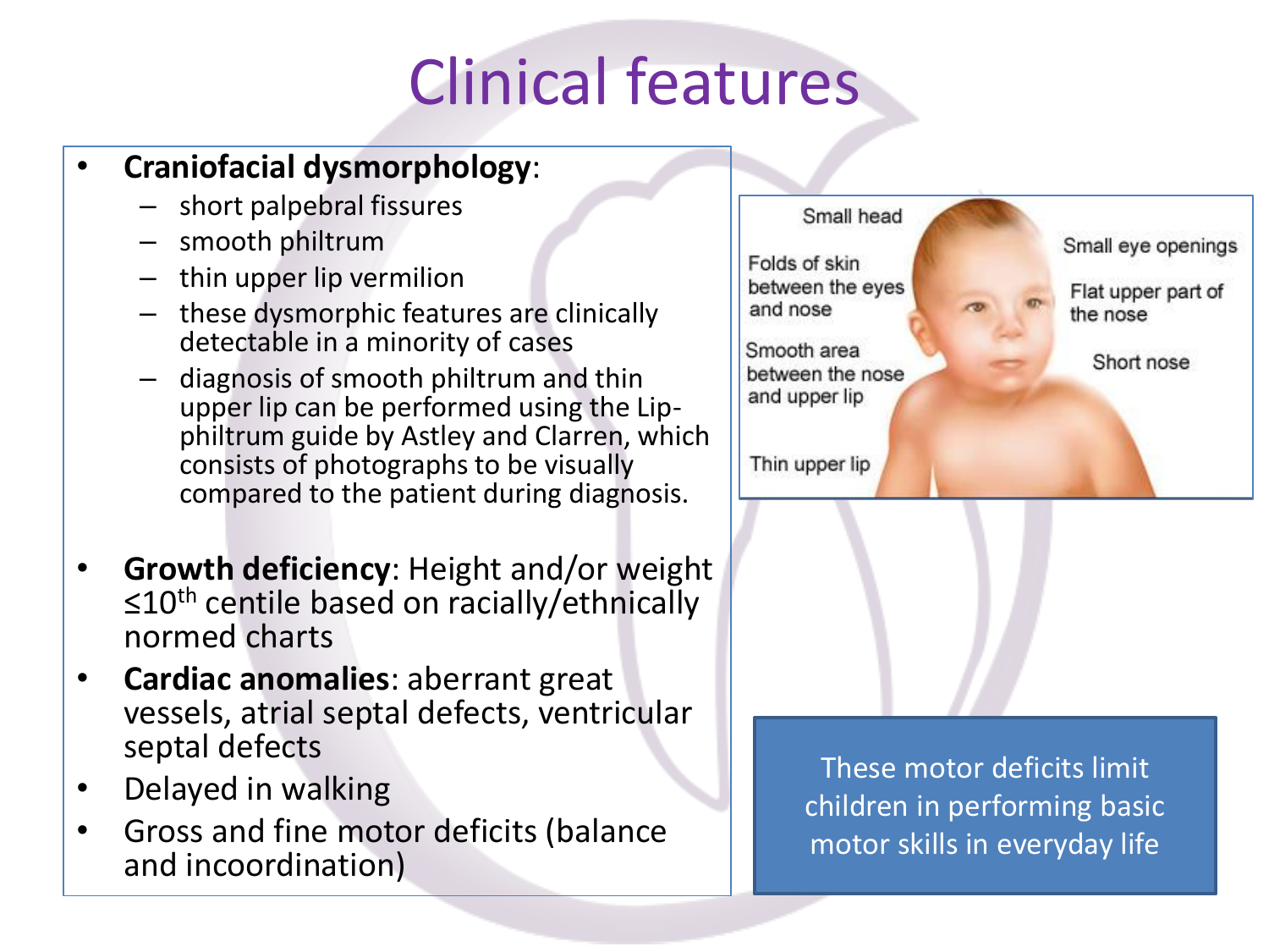# Clinical features

- **Craniofacial dysmorphology**:
  - short palpebral fissures
  - smooth philtrum
  - thin upper lip vermilion
  - these dysmorphic features are clinically detectable in a minority of cases
  - diagnosis of smooth philtrum and thin upper lip can be performed using the Lip-philtrum guide by Astley and Clarren, which consists of photographs to be visually compared to the patient during diagnosis.
- **Growth deficiency**: Height and/or weight ≤10$^{th}$ centile based on racially/ethnically normed charts
- **Cardiac anomalies**: aberrant great vessels, atrial septal defects, ventricular septal defects
- Delayed in walking
- Gross and fine motor deficits (balance and incoordination)

Small head

Folds of skin between the eyes and nose

Smooth area between the nose and upper lip

Thin upper lip

Small eye openings

Flat upper part of the nose

Short nose

These motor deficits limit children in performing basic motor skills in everyday life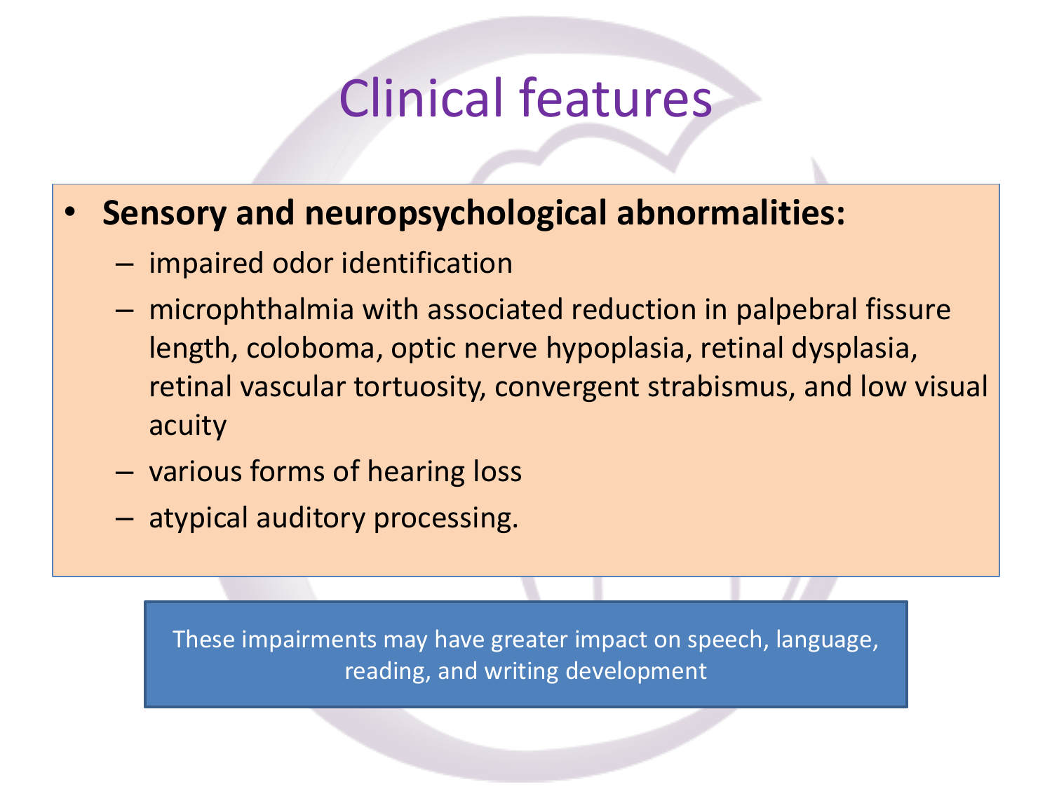# Clinical features

- **Sensory and neuropsychological abnormalities:**
  - impaired odor identification
  - microphthalmia with associated reduction in palpebral fissure length, coloboma, optic nerve hypoplasia, retinal dysplasia, retinal vascular tortuosity, convergent strabismus, and low visual acuity
  - various forms of hearing loss
  - atypical auditory processing.

These impairments may have greater impact on speech, language, reading, and writing development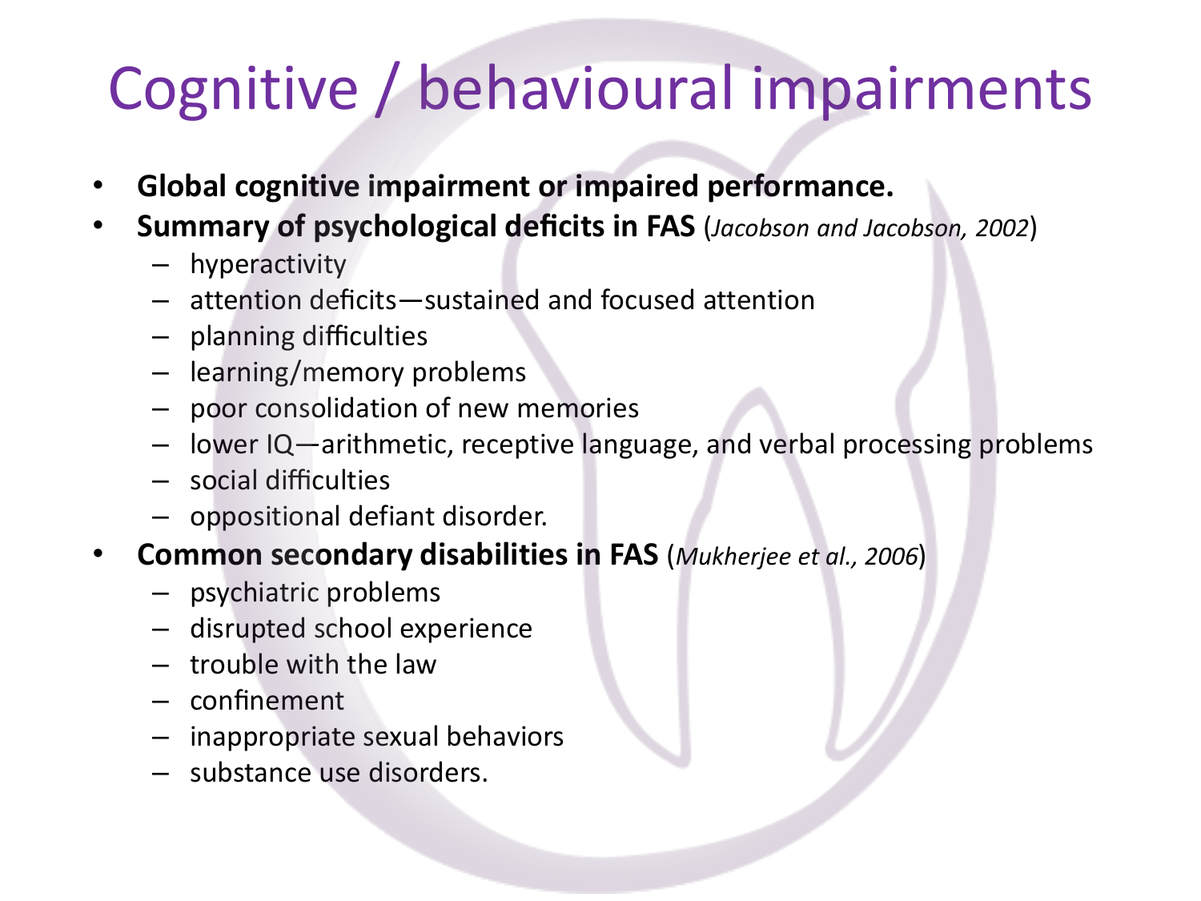# Cognitive / behavioural impairments

- **Global cognitive impairment or impaired performance.**
- **Summary of psychological deficits in FAS** (*Jacobson and Jacobson, 2002*)
  - hyperactivity
  - attention deficits—sustained and focused attention
  - planning difficulties
  - learning/memory problems
  - poor consolidation of new memories
  - lower IQ—arithmetic, receptive language, and verbal processing problems
  - social difficulties
  - oppositional defiant disorder.
- **Common secondary disabilities in FAS** (*Mukherjee et al., 2006*)
  - psychiatric problems
  - disrupted school experience
  - trouble with the law
  - confinement
  - inappropriate sexual behaviors
  - substance use disorders.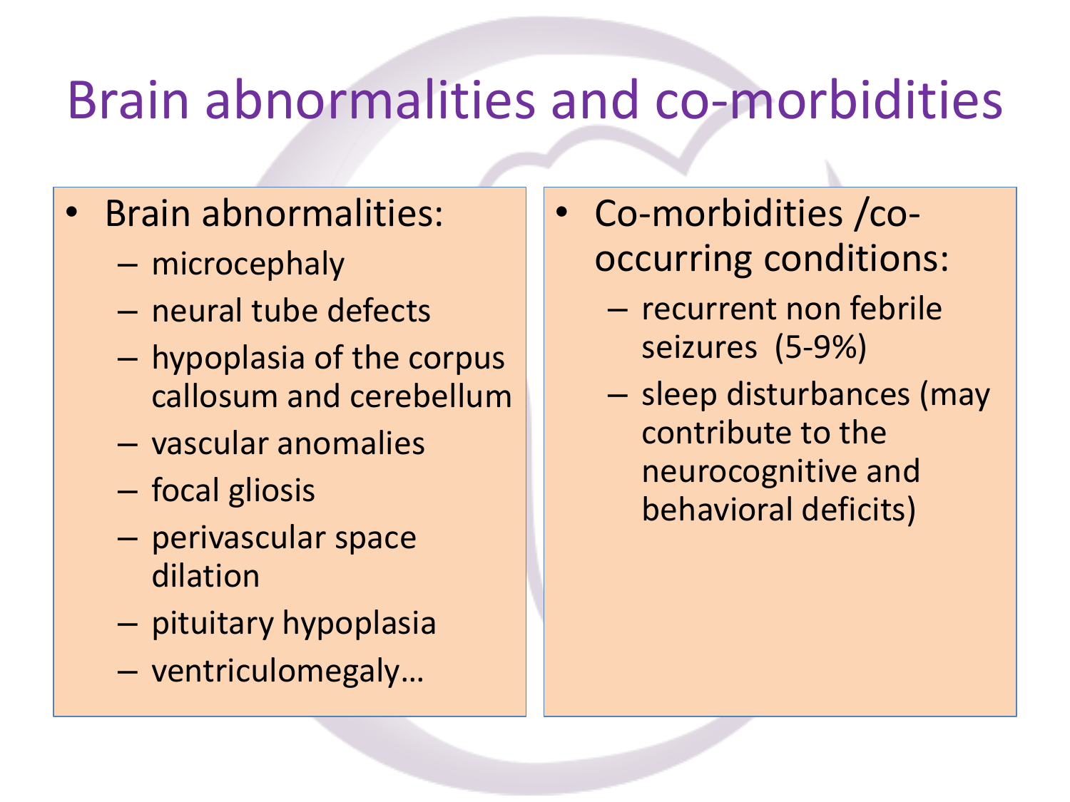# Brain abnormalities and co-morbidities

- Brain abnormalities:
  - microcephaly
  - neural tube defects
  - hypoplasia of the corpus callosum and cerebellum
  - vascular anomalies
  - focal gliosis
  - perivascular space dilation
  - pituitary hypoplasia
  - ventriculomegaly…

- Co-morbidities /co-occurring conditions:
  - recurrent non febrile seizures (5-9%)
  - sleep disturbances (may contribute to the neurocognitive and behavioral deficits)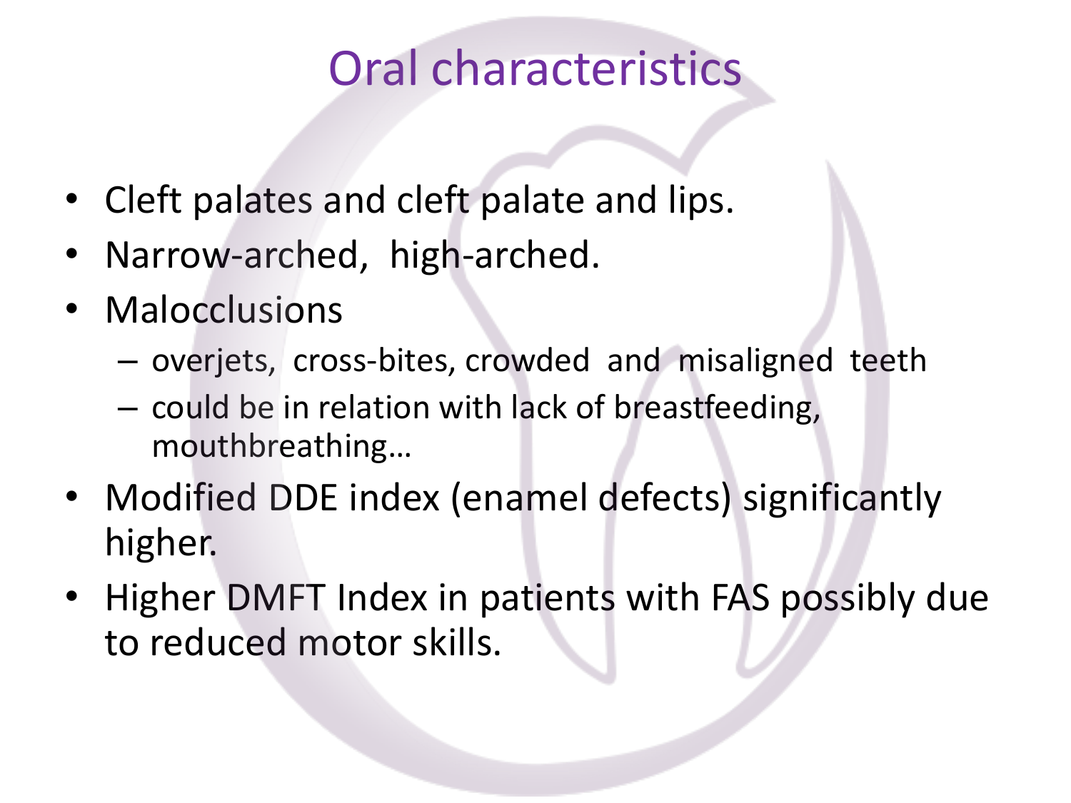# Oral characteristics

- Cleft palates and cleft palate and lips.
- Narrow-arched, high-arched.
- Malocclusions
  - overjets, cross-bites, crowded and misaligned teeth
  - could be in relation with lack of breastfeeding, mouthbreathing…
- Modified DDE index (enamel defects) significantly higher.
- Higher DMFT Index in patients with FAS possibly due to reduced motor skills.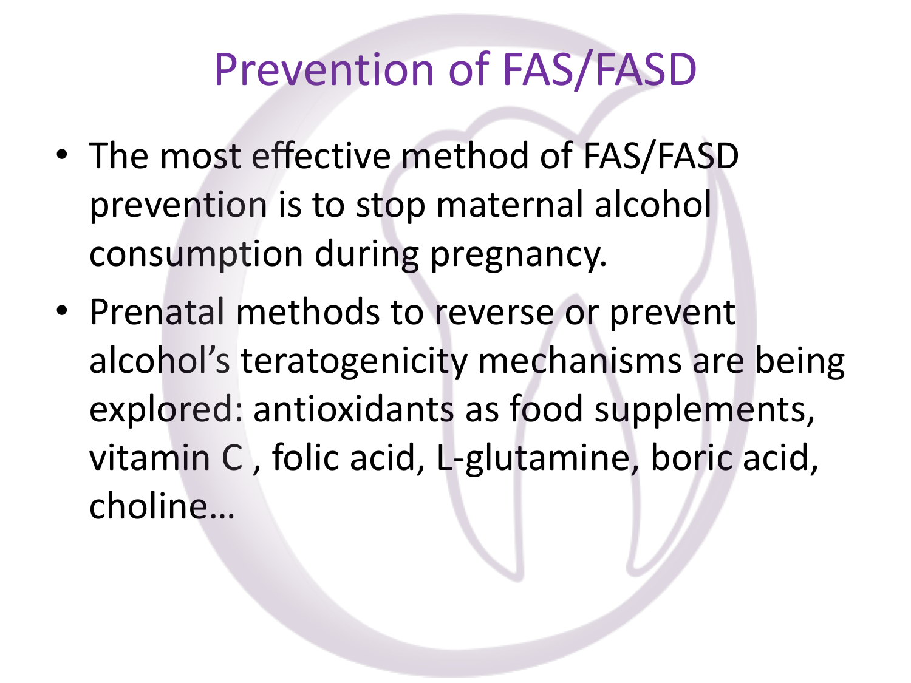# Prevention of FAS/FASD

- The most effective method of FAS/FASD prevention is to stop maternal alcohol consumption during pregnancy.
- Prenatal methods to reverse or prevent alcohol's teratogenicity mechanisms are being explored: antioxidants as food supplements, vitamin C , folic acid, L-glutamine, boric acid, choline…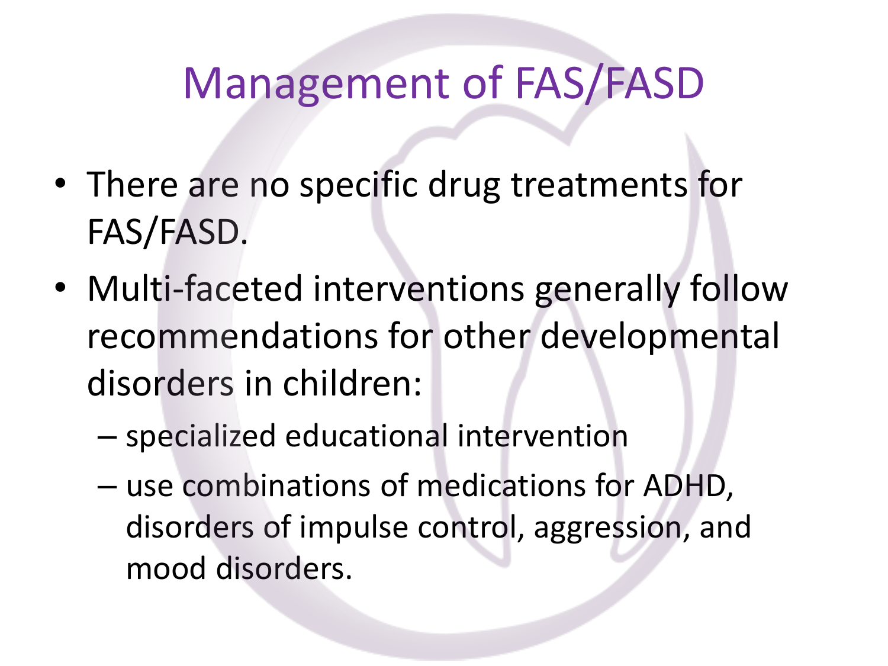# Management of FAS/FASD

- There are no specific drug treatments for FAS/FASD.
- Multi-faceted interventions generally follow recommendations for other developmental disorders in children:
  - specialized educational intervention
  - use combinations of medications for ADHD, disorders of impulse control, aggression, and mood disorders.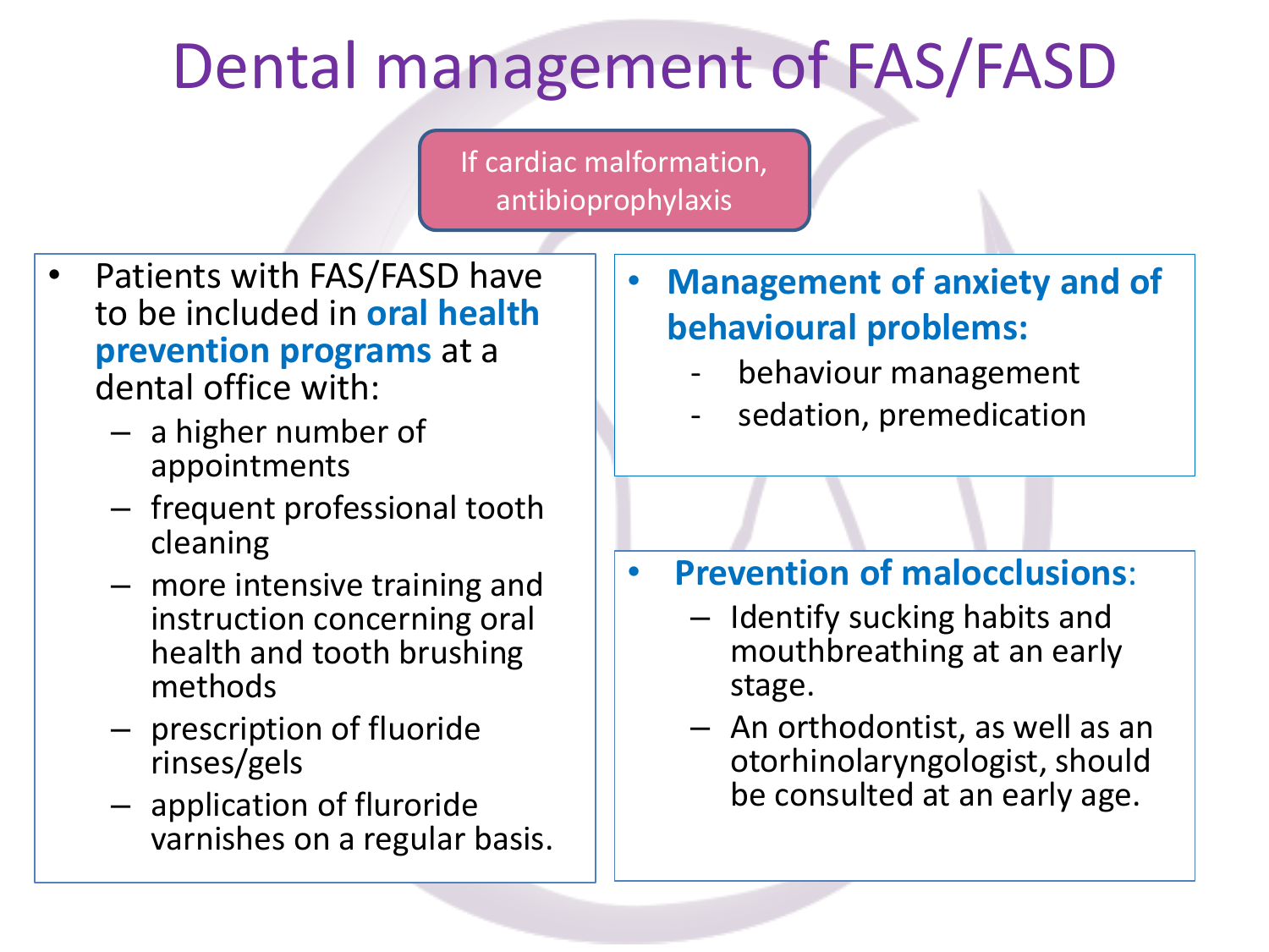# Dental management of FAS/FASD

If cardiac malformation, antibioprophylaxis

- Patients with FAS/FASD have to be included in **oral health prevention programs** at a dental office with:
  - a higher number of appointments
  - frequent professional tooth cleaning
  - more intensive training and instruction concerning oral health and tooth brushing methods
  - prescription of fluoride rinses/gels
  - application of fluroride varnishes on a regular basis.

- **Management of anxiety and of behavioural problems:**
  - behaviour management
  - sedation, premedication

- **Prevention of malocclusions**:
  - Identify sucking habits and mouthbreathing at an early stage.
  - An orthodontist, as well as an otorhinolaryngologist, should be consulted at an early age.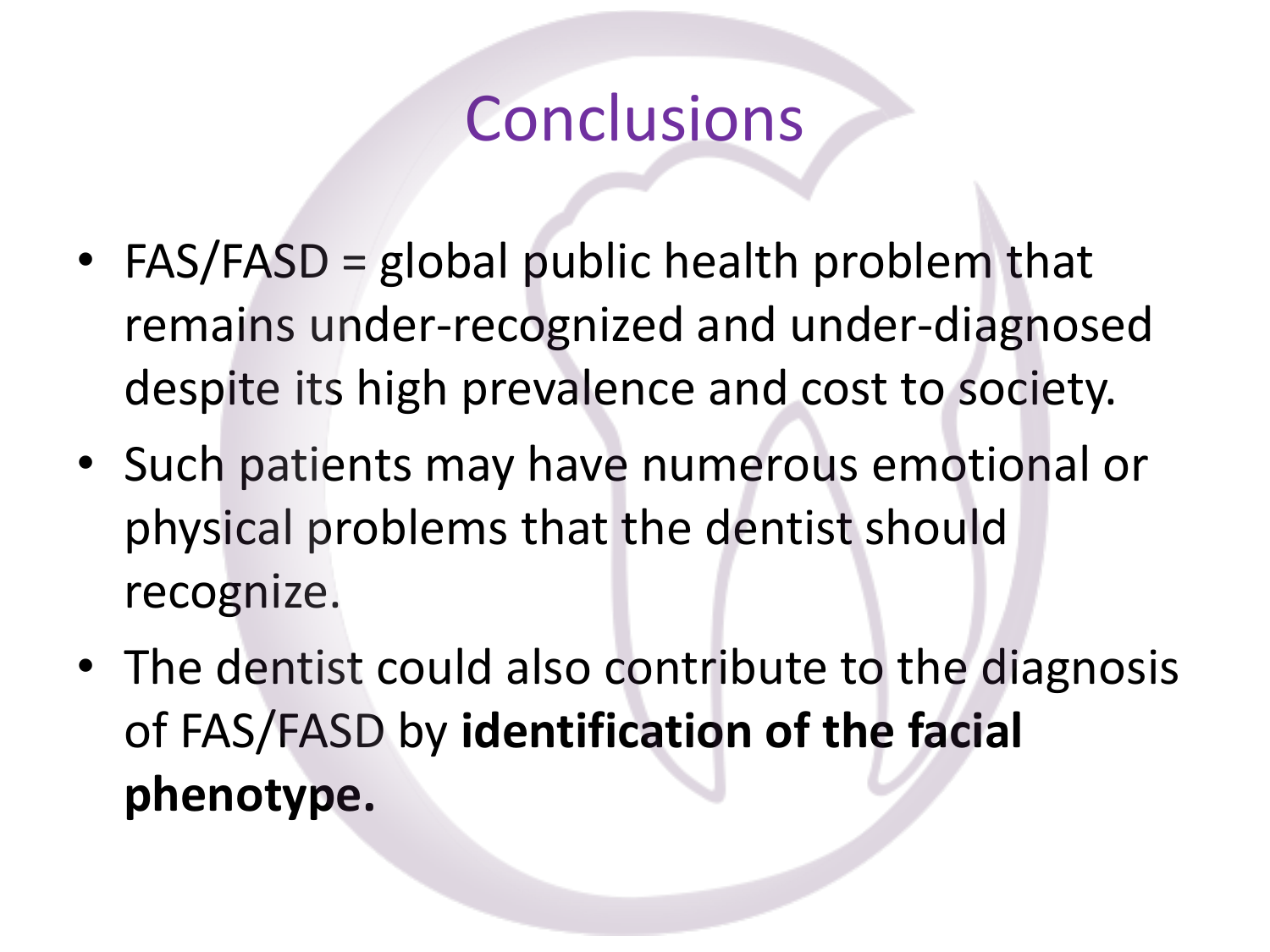# Conclusions

- FAS/FASD = global public health problem that remains under-recognized and under-diagnosed despite its high prevalence and cost to society.
- Such patients may have numerous emotional or physical problems that the dentist should recognize.
- The dentist could also contribute to the diagnosis of FAS/FASD by **identification of the facial phenotype.**